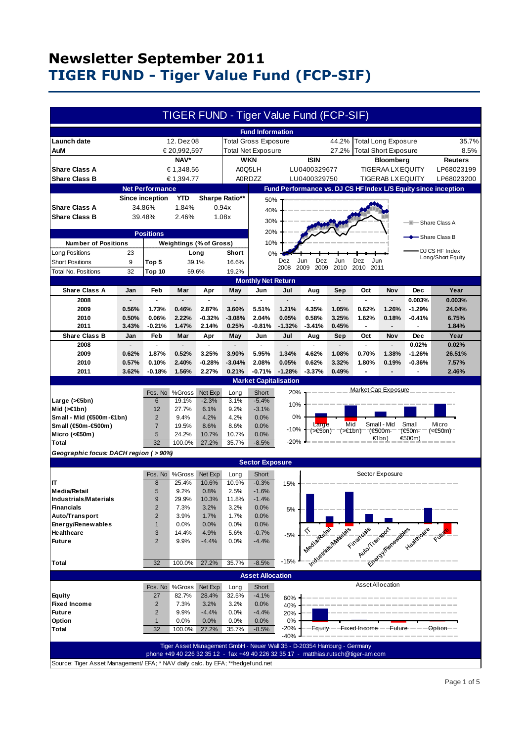# Newsletter September 2011

# TIGER FUND - Tiger Value Fund (FCP-SIF)

## TIGER FUND - Tiger Value Fund (FCP-SIF)

### Fund Information

| | | | | | | |
|---|---|---|---|---|---|---|
| **Launch date** | 12. Dez 08 | Total Gross Exposure | 44.2% | Total Long Exposure | 35.7% | |
| **AuM** | € 20,992,597 | Total Net Exposure | 27.2% | Total Short Exposure | 8.5% | |

| | NAV* | WKN | ISIN | Bloomberg | Reuters |
|---|---|---|---|---|---|
| **Share Class A** | € 1,348.56 | A0Q5LH | LU0400329677 | TIGERAA LX EQUITY | LP68023199 |
| **Share Class B** | € 1,394.77 | A0RDZZ | LU0400329750 | TIGERAB LX EQUITY | LP68023200 |

### Net Performance

| | Since inception | YTD | Sharpe Ratio** |
|---|---|---|---|
| **Share Class A** | 34.86% | 1.84% | 0.94x |
| **Share Class B** | 39.48% | 2.46% | 1.08x |

### Fund Performance vs. DJ CS HF Index L/S Equity since inception

Legend: Share Class A, Share Class B, DJ CS HF Index Long/Short Equity

### Positions

| Number of Positions | | Weightings (% of Gross) | Long | Short |
|---|---|---|---|---|
| Long Positions | 23 | Top 5 | 39.1% | 16.6% |
| Short Positions | 9 | Top 10 | 59.6% | 19.2% |
| Total No. Positions | 32 | | | |

### Monthly Net Return

| Share Class A | Jan | Feb | Mar | Apr | May | Jun | Jul | Aug | Sep | Oct | Nov | Dec | Year |
|---|---|---|---|---|---|---|---|---|---|---|---|---|---|
| 2008 | - | - | - | - | - | - | - | - | - | - | - | 0.003% | 0.003% |
| 2009 | 0.56% | 1.73% | 0.46% | 2.87% | 3.60% | 5.51% | 1.21% | 4.35% | 1.05% | 0.62% | 1.26% | -1.29% | 24.04% |
| 2010 | 0.50% | 0.06% | 2.22% | -0.32% | -3.08% | 2.04% | 0.05% | 0.58% | 3.25% | 1.62% | 0.18% | -0.41% | 6.75% |
| 2011 | 3.43% | -0.21% | 1.47% | 2.14% | 0.25% | -0.81% | -1.32% | -3.41% | 0.45% | - | - | - | 1.84% |

| Share Class B | Jan | Feb | Mar | Apr | May | Jun | Jul | Aug | Sep | Oct | Nov | Dec | Year |
|---|---|---|---|---|---|---|---|---|---|---|---|---|---|
| 2008 | - | - | - | - | - | - | - | - | - | - | - | 0.02% | 0.02% |
| 2009 | 0.62% | 1.87% | 0.52% | 3.25% | 3.90% | 5.95% | 1.34% | 4.62% | 1.08% | 0.70% | 1.38% | -1.26% | 26.51% |
| 2010 | 0.57% | 0.10% | 2.40% | -0.28% | -3.04% | 2.08% | 0.05% | 0.62% | 3.32% | 1.80% | 0.19% | -0.36% | 7.57% |
| 2011 | 3.62% | -0.18% | 1.56% | 2.27% | 0.21% | -0.71% | -1.28% | -3.37% | 0.49% | - | - | - | 2.46% |

### Market Capitalisation

| | Pos. No | %Gross | Net Exp | Long | Short |
|---|---|---|---|---|---|
| **Large (>€5bn)** | 6 | 19.1% | -2.3% | 3.1% | -5.4% |
| **Mid (>€1bn)** | 12 | 27.7% | 6.1% | 9.2% | -3.1% |
| **Small - Mid (€500m-€1bn)** | 2 | 9.4% | 4.2% | 4.2% | 0.0% |
| **Small (€50m-€500m)** | 7 | 19.5% | 8.6% | 8.6% | 0.0% |
| **Micro (<€50m)** | 5 | 24.2% | 10.7% | 10.7% | 0.0% |
| **Total** | 32 | 100.0% | 27.2% | 35.7% | -8.5% |

*Geographic focus: DACH region ( > 90%)*

### Sector Exposure

| | Pos. No | %Gross | Net Exp | Long | Short |
|---|---|---|---|---|---|
| **IT** | 8 | 25.4% | 10.6% | 10.9% | -0.3% |
| **Media/Retail** | 5 | 9.2% | 0.8% | 2.5% | -1.6% |
| **Industrials/Materials** | 9 | 29.9% | 10.3% | 11.8% | -1.4% |
| **Financials** | 2 | 7.3% | 3.2% | 3.2% | 0.0% |
| **Auto/Transport** | 2 | 3.9% | 1.7% | 1.7% | 0.0% |
| **Energy/Renewables** | 1 | 0.0% | 0.0% | 0.0% | 0.0% |
| **Healthcare** | 3 | 14.4% | 4.9% | 5.6% | -0.7% |
| **Future** | 2 | 9.9% | -4.4% | 0.0% | -4.4% |
| **Total** | 32 | 100.0% | 27.2% | 35.7% | -8.5% |

### Asset Allocation

| | Pos. No | %Gross | Net Exp | Long | Short |
|---|---|---|---|---|---|
| **Equity** | 27 | 82.7% | 28.4% | 32.5% | -4.1% |
| **Fixed Income** | 2 | 7.3% | 3.2% | 3.2% | 0.0% |
| **Future** | 2 | 9.9% | -4.4% | 0.0% | -4.4% |
| **Option** | 1 | 0.0% | 0.0% | 0.0% | 0.0% |
| **Total** | 32 | 100.0% | 27.2% | 35.7% | -8.5% |

Tiger Asset Management GmbH - Neuer Wall 35 - D-20354 Hamburg - Germany
phone +49 40 226 32 35 12 - fax +49 40 226 32 35 17 - matthias.rutsch@tiger-am.com

Source: Tiger Asset Management/ EFA; * NAV daily calc. by EFA; **hedgefund.net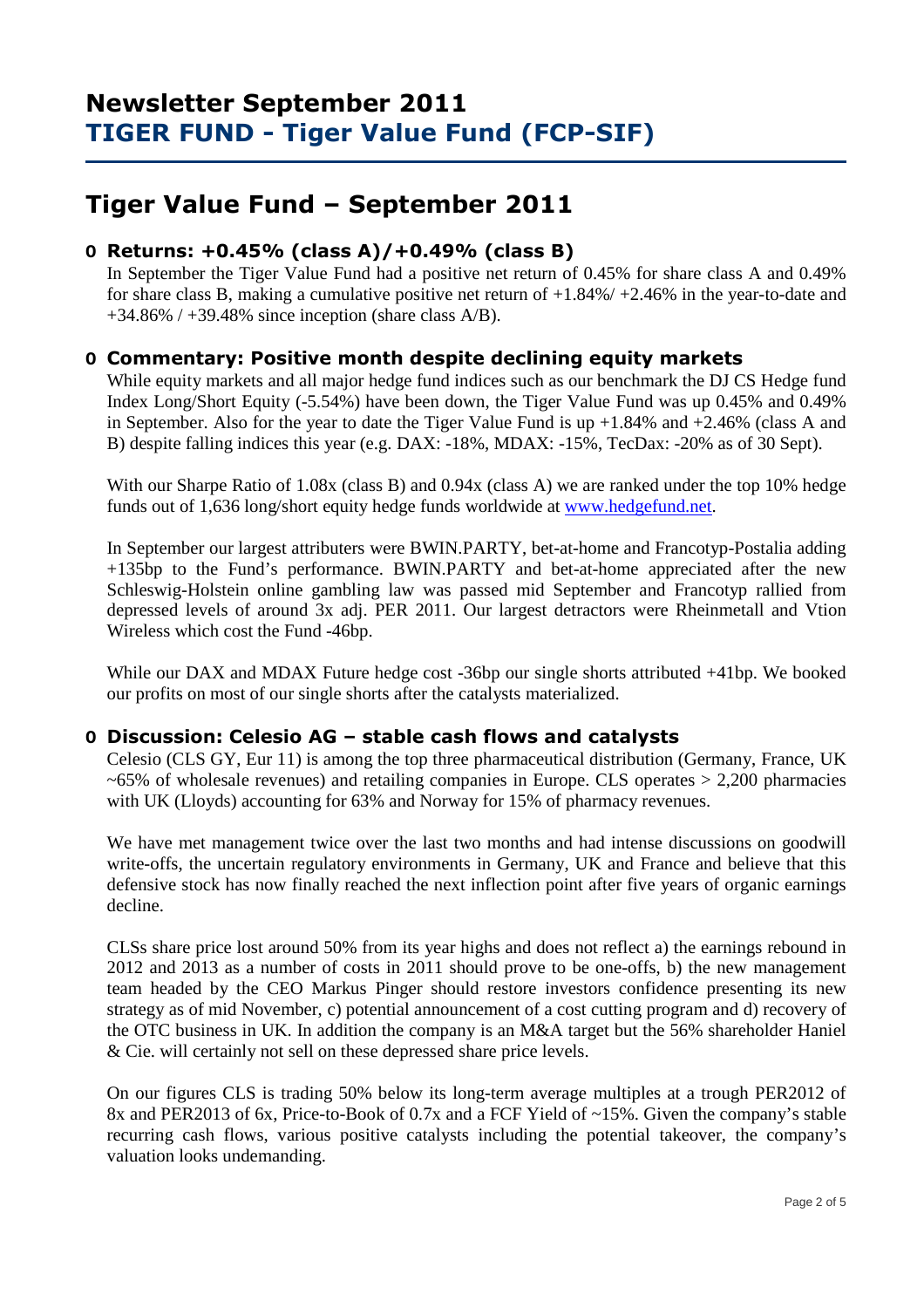# Newsletter September 2011

## TIGER FUND - Tiger Value Fund (FCP-SIF)

# Tiger Value Fund – September 2011

### o Returns: +0.45% (class A)/+0.49% (class B)

In September the Tiger Value Fund had a positive net return of 0.45% for share class A and 0.49% for share class B, making a cumulative positive net return of +1.84%/ +2.46% in the year-to-date and +34.86% / +39.48% since inception (share class A/B).

### o Commentary: Positive month despite declining equity markets

While equity markets and all major hedge fund indices such as our benchmark the DJ CS Hedge fund Index Long/Short Equity (-5.54%) have been down, the Tiger Value Fund was up 0.45% and 0.49% in September. Also for the year to date the Tiger Value Fund is up +1.84% and +2.46% (class A and B) despite falling indices this year (e.g. DAX: -18%, MDAX: -15%, TecDax: -20% as of 30 Sept).

With our Sharpe Ratio of 1.08x (class B) and 0.94x (class A) we are ranked under the top 10% hedge funds out of 1,636 long/short equity hedge funds worldwide at www.hedgefund.net.

In September our largest attributers were BWIN.PARTY, bet-at-home and Francotyp-Postalia adding +135bp to the Fund's performance. BWIN.PARTY and bet-at-home appreciated after the new Schleswig-Holstein online gambling law was passed mid September and Francotyp rallied from depressed levels of around 3x adj. PER 2011. Our largest detractors were Rheinmetall and Vtion Wireless which cost the Fund -46bp.

While our DAX and MDAX Future hedge cost -36bp our single shorts attributed +41bp. We booked our profits on most of our single shorts after the catalysts materialized.

### o Discussion: Celesio AG – stable cash flows and catalysts

Celesio (CLS GY, Eur 11) is among the top three pharmaceutical distribution (Germany, France, UK ~65% of wholesale revenues) and retailing companies in Europe. CLS operates > 2,200 pharmacies with UK (Lloyds) accounting for 63% and Norway for 15% of pharmacy revenues.

We have met management twice over the last two months and had intense discussions on goodwill write-offs, the uncertain regulatory environments in Germany, UK and France and believe that this defensive stock has now finally reached the next inflection point after five years of organic earnings decline.

CLSs share price lost around 50% from its year highs and does not reflect a) the earnings rebound in 2012 and 2013 as a number of costs in 2011 should prove to be one-offs, b) the new management team headed by the CEO Markus Pinger should restore investors confidence presenting its new strategy as of mid November, c) potential announcement of a cost cutting program and d) recovery of the OTC business in UK. In addition the company is an M&A target but the 56% shareholder Haniel & Cie. will certainly not sell on these depressed share price levels.

On our figures CLS is trading 50% below its long-term average multiples at a trough PER2012 of 8x and PER2013 of 6x, Price-to-Book of 0.7x and a FCF Yield of ~15%. Given the company's stable recurring cash flows, various positive catalysts including the potential takeover, the company's valuation looks undemanding.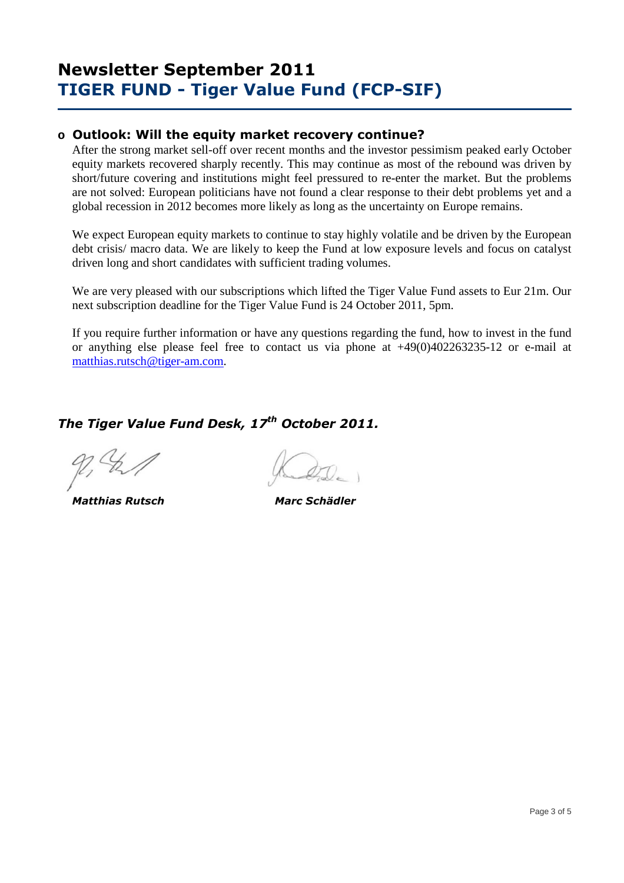# Newsletter September 2011
# TIGER FUND - Tiger Value Fund (FCP-SIF)

- **Outlook: Will the equity market recovery continue?**

  After the strong market sell-off over recent months and the investor pessimism peaked early October equity markets recovered sharply recently. This may continue as most of the rebound was driven by short/future covering and institutions might feel pressured to re-enter the market. But the problems are not solved: European politicians have not found a clear response to their debt problems yet and a global recession in 2012 becomes more likely as long as the uncertainty on Europe remains.

  We expect European equity markets to continue to stay highly volatile and be driven by the European debt crisis/ macro data. We are likely to keep the Fund at low exposure levels and focus on catalyst driven long and short candidates with sufficient trading volumes.

  We are very pleased with our subscriptions which lifted the Tiger Value Fund assets to Eur 21m. Our next subscription deadline for the Tiger Value Fund is 24 October 2011, 5pm.

  If you require further information or have any questions regarding the fund, how to invest in the fund or anything else please feel free to contact us via phone at +49(0)402263235-12 or e-mail at matthias.rutsch@tiger-am.com.

***The Tiger Value Fund Desk, 17th October 2011.***

***Matthias Rutsch*** ***Marc Schädler***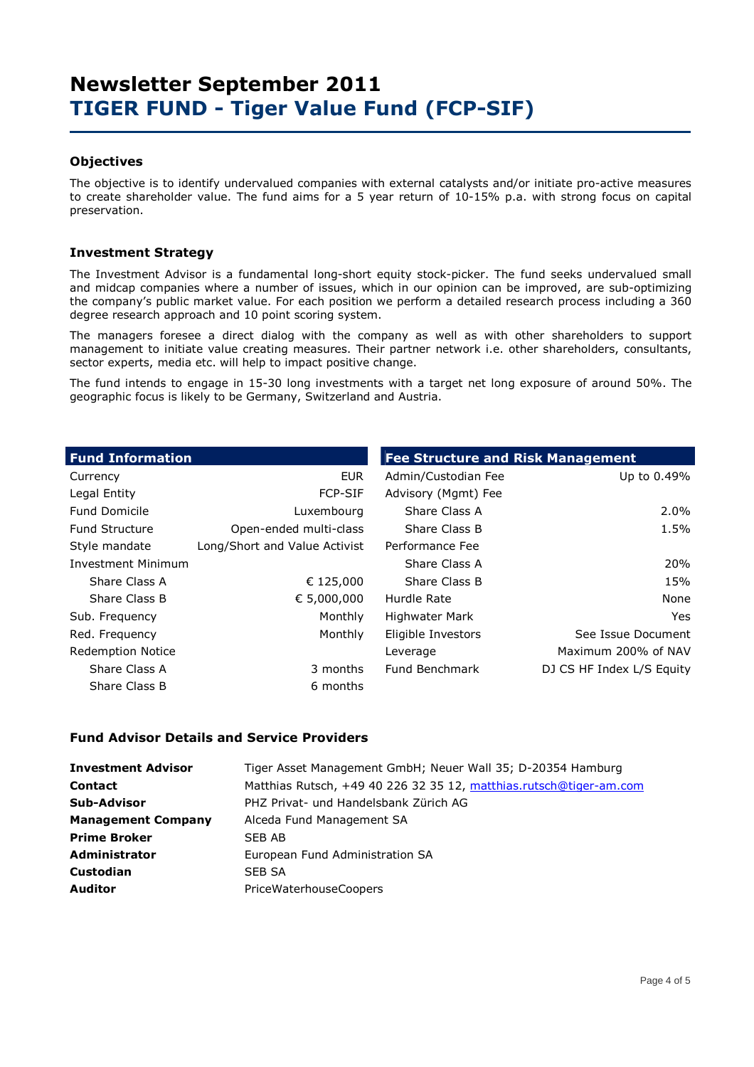# Newsletter September 2011
# TIGER FUND - Tiger Value Fund (FCP-SIF)

### Objectives

The objective is to identify undervalued companies with external catalysts and/or initiate pro-active measures to create shareholder value. The fund aims for a 5 year return of 10-15% p.a. with strong focus on capital preservation.

### Investment Strategy

The Investment Advisor is a fundamental long-short equity stock-picker. The fund seeks undervalued small and midcap companies where a number of issues, which in our opinion can be improved, are sub-optimizing the company's public market value. For each position we perform a detailed research process including a 360 degree research approach and 10 point scoring system.

The managers foresee a direct dialog with the company as well as with other shareholders to support management to initiate value creating measures. Their partner network i.e. other shareholders, consultants, sector experts, media etc. will help to impact positive change.

The fund intends to engage in 15-30 long investments with a target net long exposure of around 50%. The geographic focus is likely to be Germany, Switzerland and Austria.

| Fund Information | |
|---|---|
| Currency | EUR |
| Legal Entity | FCP-SIF |
| Fund Domicile | Luxembourg |
| Fund Structure | Open-ended multi-class |
| Style mandate | Long/Short and Value Activist |
| Investment Minimum | |
| Share Class A | € 125,000 |
| Share Class B | € 5,000,000 |
| Sub. Frequency | Monthly |
| Red. Frequency | Monthly |
| Redemption Notice | |
| Share Class A | 3 months |
| Share Class B | 6 months |

| Fee Structure and Risk Management | |
|---|---|
| Admin/Custodian Fee | Up to 0.49% |
| Advisory (Mgmt) Fee | |
| Share Class A | 2.0% |
| Share Class B | 1.5% |
| Performance Fee | |
| Share Class A | 20% |
| Share Class B | 15% |
| Hurdle Rate | None |
| Highwater Mark | Yes |
| Eligible Investors | See Issue Document |
| Leverage | Maximum 200% of NAV |
| Fund Benchmark | DJ CS HF Index L/S Equity |

### Fund Advisor Details and Service Providers

| | |
|---|---|
| **Investment Advisor** | Tiger Asset Management GmbH; Neuer Wall 35; D-20354 Hamburg |
| **Contact** | Matthias Rutsch, +49 40 226 32 35 12, matthias.rutsch@tiger-am.com |
| **Sub-Advisor** | PHZ Privat- und Handelsbank Zürich AG |
| **Management Company** | Alceda Fund Management SA |
| **Prime Broker** | SEB AB |
| **Administrator** | European Fund Administration SA |
| **Custodian** | SEB SA |
| **Auditor** | PriceWaterhouseCoopers |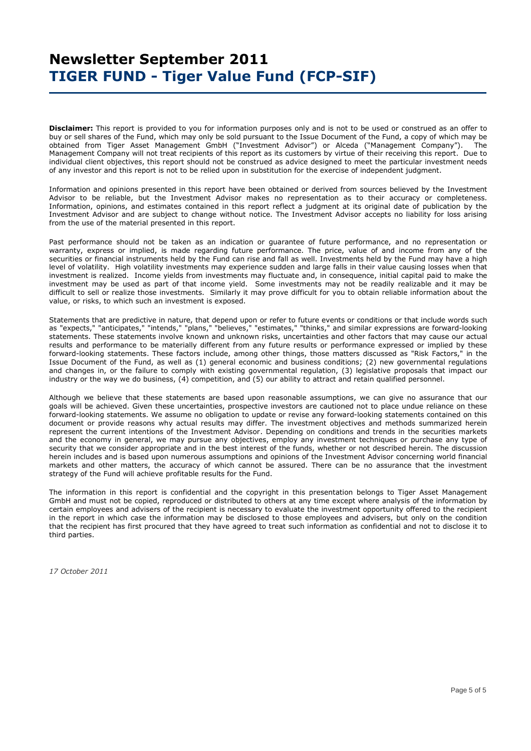# Newsletter September 2011
# TIGER FUND - Tiger Value Fund (FCP-SIF)

**Disclaimer:** This report is provided to you for information purposes only and is not to be used or construed as an offer to buy or sell shares of the Fund, which may only be sold pursuant to the Issue Document of the Fund, a copy of which may be obtained from Tiger Asset Management GmbH ("Investment Advisor") or Alceda ("Management Company"). The Management Company will not treat recipients of this report as its customers by virtue of their receiving this report. Due to individual client objectives, this report should not be construed as advice designed to meet the particular investment needs of any investor and this report is not to be relied upon in substitution for the exercise of independent judgment.

Information and opinions presented in this report have been obtained or derived from sources believed by the Investment Advisor to be reliable, but the Investment Advisor makes no representation as to their accuracy or completeness. Information, opinions, and estimates contained in this report reflect a judgment at its original date of publication by the Investment Advisor and are subject to change without notice. The Investment Advisor accepts no liability for loss arising from the use of the material presented in this report.

Past performance should not be taken as an indication or guarantee of future performance, and no representation or warranty, express or implied, is made regarding future performance. The price, value of and income from any of the securities or financial instruments held by the Fund can rise and fall as well. Investments held by the Fund may have a high level of volatility. High volatility investments may experience sudden and large falls in their value causing losses when that investment is realized. Income yields from investments may fluctuate and, in consequence, initial capital paid to make the investment may be used as part of that income yield. Some investments may not be readily realizable and it may be difficult to sell or realize those investments. Similarly it may prove difficult for you to obtain reliable information about the value, or risks, to which such an investment is exposed.

Statements that are predictive in nature, that depend upon or refer to future events or conditions or that include words such as "expects," "anticipates," "intends," "plans," "believes," "estimates," "thinks," and similar expressions are forward-looking statements. These statements involve known and unknown risks, uncertainties and other factors that may cause our actual results and performance to be materially different from any future results or performance expressed or implied by these forward-looking statements. These factors include, among other things, those matters discussed as "Risk Factors," in the Issue Document of the Fund, as well as (1) general economic and business conditions; (2) new governmental regulations and changes in, or the failure to comply with existing governmental regulation, (3) legislative proposals that impact our industry or the way we do business, (4) competition, and (5) our ability to attract and retain qualified personnel.

Although we believe that these statements are based upon reasonable assumptions, we can give no assurance that our goals will be achieved. Given these uncertainties, prospective investors are cautioned not to place undue reliance on these forward-looking statements. We assume no obligation to update or revise any forward-looking statements contained on this document or provide reasons why actual results may differ. The investment objectives and methods summarized herein represent the current intentions of the Investment Advisor. Depending on conditions and trends in the securities markets and the economy in general, we may pursue any objectives, employ any investment techniques or purchase any type of security that we consider appropriate and in the best interest of the funds, whether or not described herein. The discussion herein includes and is based upon numerous assumptions and opinions of the Investment Advisor concerning world financial markets and other matters, the accuracy of which cannot be assured. There can be no assurance that the investment strategy of the Fund will achieve profitable results for the Fund.

The information in this report is confidential and the copyright in this presentation belongs to Tiger Asset Management GmbH and must not be copied, reproduced or distributed to others at any time except where analysis of the information by certain employees and advisers of the recipient is necessary to evaluate the investment opportunity offered to the recipient in the report in which case the information may be disclosed to those employees and advisers, but only on the condition that the recipient has first procured that they have agreed to treat such information as confidential and not to disclose it to third parties.

*17 October 2011*